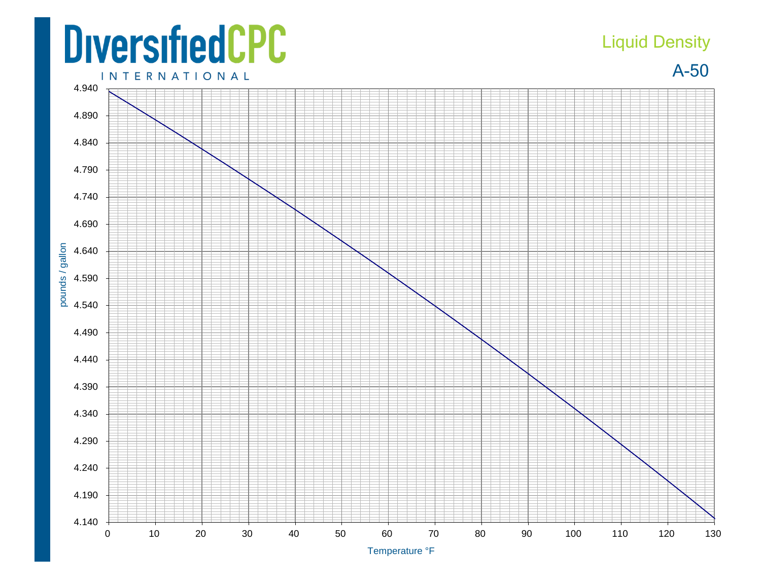# DiversifiedCPC INTERNATIONAL

## Liquid Density

## A-50

pounds / gallon

4.940
4.890
4.840
4.790
4.740
4.690
4.640
4.590
4.540
4.490
4.440
4.390
4.340
4.290
4.240
4.190
4.140

0 10 20 30 40 50 60 70 80 90 100 110 120 130

Temperature °F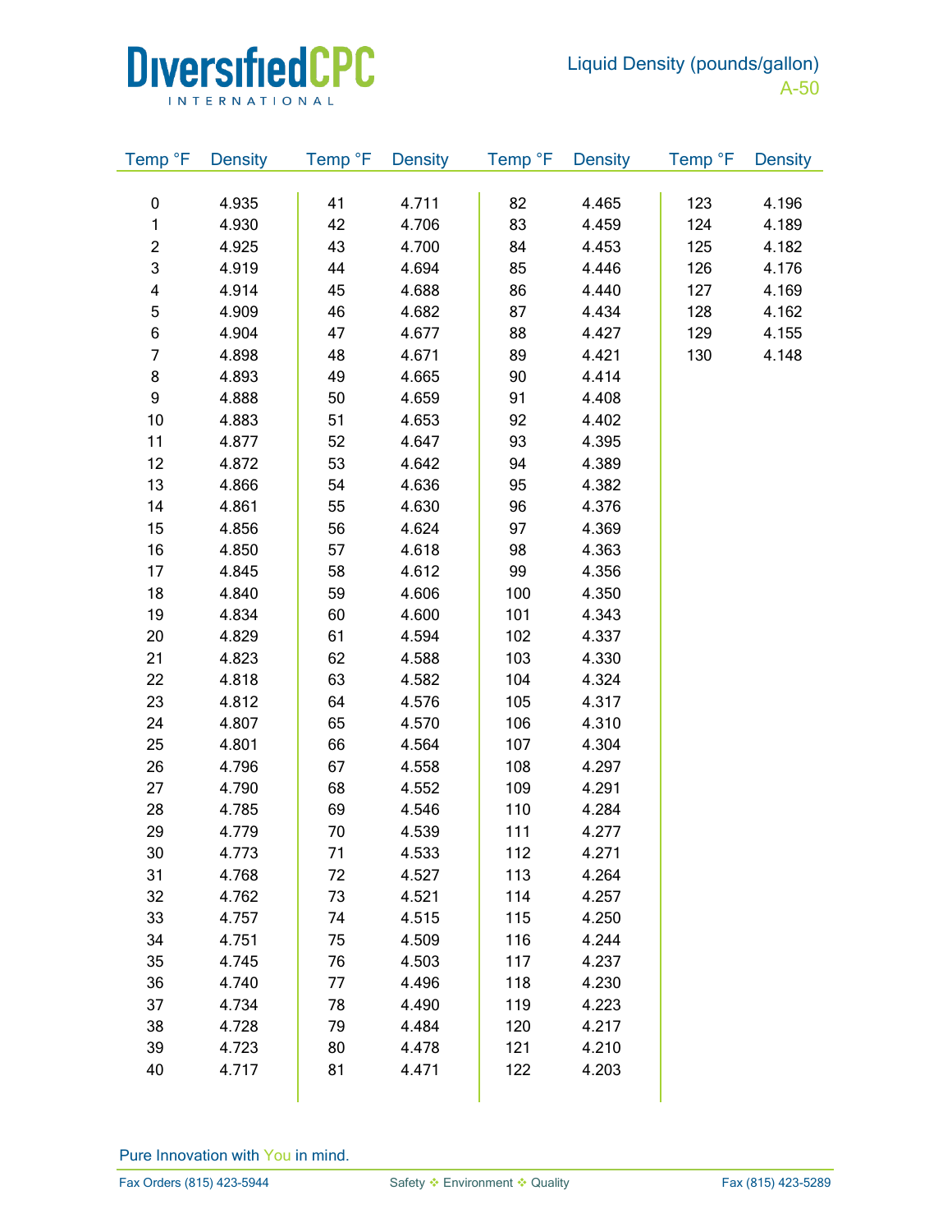DiversifiedCPC INTERNATIONAL

# Liquid Density (pounds/gallon)

## A-50

| Temp °F | Density | Temp °F | Density | Temp °F | Density | Temp °F | Density |
|---|---|---|---|---|---|---|---|
| 0 | 4.935 | 41 | 4.711 | 82 | 4.465 | 123 | 4.196 |
| 1 | 4.930 | 42 | 4.706 | 83 | 4.459 | 124 | 4.189 |
| 2 | 4.925 | 43 | 4.700 | 84 | 4.453 | 125 | 4.182 |
| 3 | 4.919 | 44 | 4.694 | 85 | 4.446 | 126 | 4.176 |
| 4 | 4.914 | 45 | 4.688 | 86 | 4.440 | 127 | 4.169 |
| 5 | 4.909 | 46 | 4.682 | 87 | 4.434 | 128 | 4.162 |
| 6 | 4.904 | 47 | 4.677 | 88 | 4.427 | 129 | 4.155 |
| 7 | 4.898 | 48 | 4.671 | 89 | 4.421 | 130 | 4.148 |
| 8 | 4.893 | 49 | 4.665 | 90 | 4.414 | | |
| 9 | 4.888 | 50 | 4.659 | 91 | 4.408 | | |
| 10 | 4.883 | 51 | 4.653 | 92 | 4.402 | | |
| 11 | 4.877 | 52 | 4.647 | 93 | 4.395 | | |
| 12 | 4.872 | 53 | 4.642 | 94 | 4.389 | | |
| 13 | 4.866 | 54 | 4.636 | 95 | 4.382 | | |
| 14 | 4.861 | 55 | 4.630 | 96 | 4.376 | | |
| 15 | 4.856 | 56 | 4.624 | 97 | 4.369 | | |
| 16 | 4.850 | 57 | 4.618 | 98 | 4.363 | | |
| 17 | 4.845 | 58 | 4.612 | 99 | 4.356 | | |
| 18 | 4.840 | 59 | 4.606 | 100 | 4.350 | | |
| 19 | 4.834 | 60 | 4.600 | 101 | 4.343 | | |
| 20 | 4.829 | 61 | 4.594 | 102 | 4.337 | | |
| 21 | 4.823 | 62 | 4.588 | 103 | 4.330 | | |
| 22 | 4.818 | 63 | 4.582 | 104 | 4.324 | | |
| 23 | 4.812 | 64 | 4.576 | 105 | 4.317 | | |
| 24 | 4.807 | 65 | 4.570 | 106 | 4.310 | | |
| 25 | 4.801 | 66 | 4.564 | 107 | 4.304 | | |
| 26 | 4.796 | 67 | 4.558 | 108 | 4.297 | | |
| 27 | 4.790 | 68 | 4.552 | 109 | 4.291 | | |
| 28 | 4.785 | 69 | 4.546 | 110 | 4.284 | | |
| 29 | 4.779 | 70 | 4.539 | 111 | 4.277 | | |
| 30 | 4.773 | 71 | 4.533 | 112 | 4.271 | | |
| 31 | 4.768 | 72 | 4.527 | 113 | 4.264 | | |
| 32 | 4.762 | 73 | 4.521 | 114 | 4.257 | | |
| 33 | 4.757 | 74 | 4.515 | 115 | 4.250 | | |
| 34 | 4.751 | 75 | 4.509 | 116 | 4.244 | | |
| 35 | 4.745 | 76 | 4.503 | 117 | 4.237 | | |
| 36 | 4.740 | 77 | 4.496 | 118 | 4.230 | | |
| 37 | 4.734 | 78 | 4.490 | 119 | 4.223 | | |
| 38 | 4.728 | 79 | 4.484 | 120 | 4.217 | | |
| 39 | 4.723 | 80 | 4.478 | 121 | 4.210 | | |
| 40 | 4.717 | 81 | 4.471 | 122 | 4.203 | | |

Pure Innovation with You in mind.

Fax Orders (815) 423-5944 Safety ❖ Environment ❖ Quality Fax (815) 423-5289